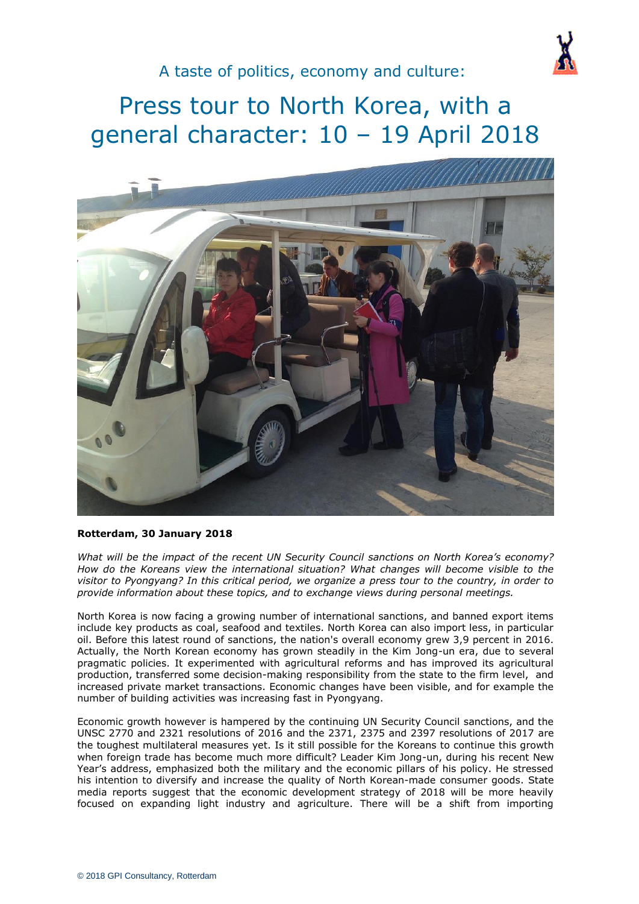A taste of politics, economy and culture:

# Press tour to North Korea, with a general character: 10 – 19 April 2018

**Rotterdam, 30 January 2018**

*What will be the impact of the recent UN Security Council sanctions on North Korea's economy? How do the Koreans view the international situation? What changes will become visible to the visitor to Pyongyang? In this critical period, we organize a press tour to the country, in order to provide information about these topics, and to exchange views during personal meetings.*

North Korea is now facing a growing number of international sanctions, and banned export items include key products as coal, seafood and textiles. North Korea can also import less, in particular oil. Before this latest round of sanctions, the nation's overall economy grew 3,9 percent in 2016. Actually, the North Korean economy has grown steadily in the Kim Jong-un era, due to several pragmatic policies. It experimented with agricultural reforms and has improved its agricultural production, transferred some decision-making responsibility from the state to the firm level, and increased private market transactions. Economic changes have been visible, and for example the number of building activities was increasing fast in Pyongyang.

Economic growth however is hampered by the continuing UN Security Council sanctions, and the UNSC 2770 and 2321 resolutions of 2016 and the 2371, 2375 and 2397 resolutions of 2017 are the toughest multilateral measures yet. Is it still possible for the Koreans to continue this growth when foreign trade has become much more difficult? Leader Kim Jong-un, during his recent New Year's address, emphasized both the military and the economic pillars of his policy. He stressed his intention to diversify and increase the quality of North Korean-made consumer goods. State media reports suggest that the economic development strategy of 2018 will be more heavily focused on expanding light industry and agriculture. There will be a shift from importing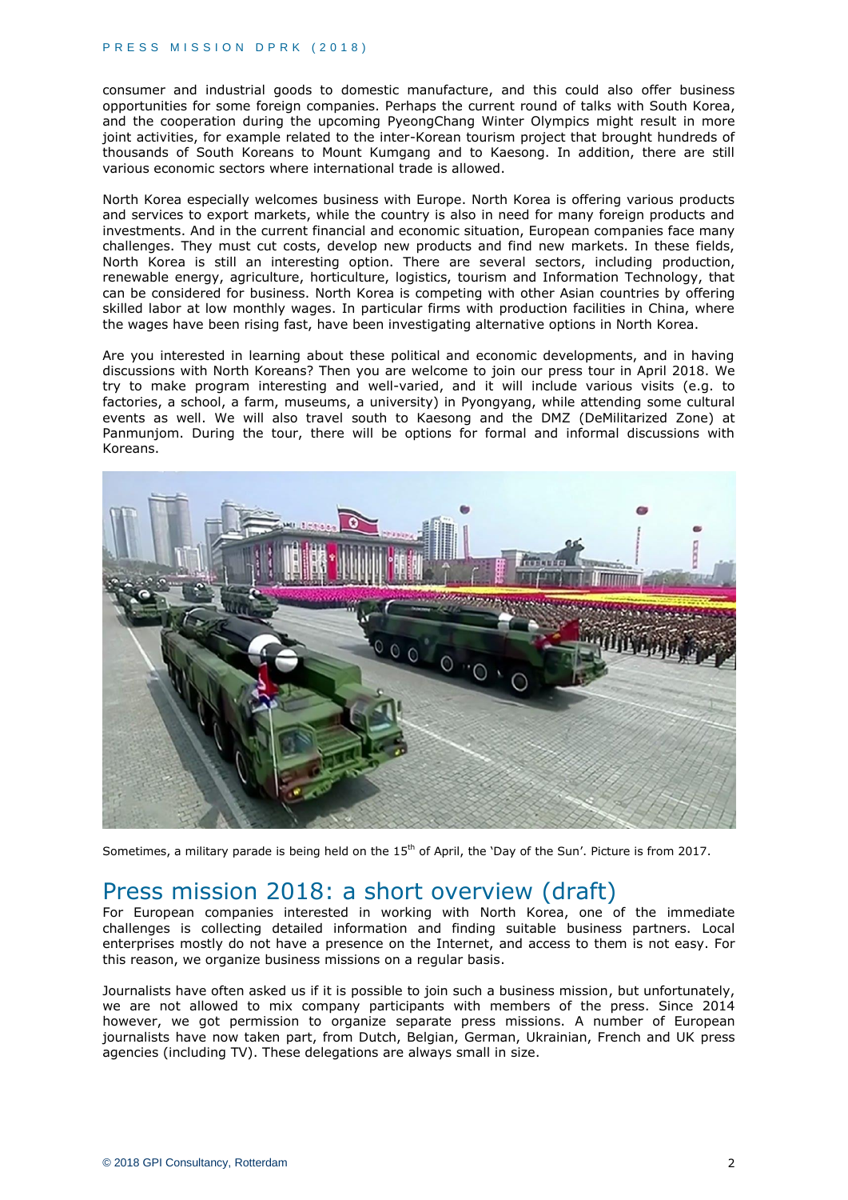consumer and industrial goods to domestic manufacture, and this could also offer business opportunities for some foreign companies. Perhaps the current round of talks with South Korea, and the cooperation during the upcoming PyeongChang Winter Olympics might result in more joint activities, for example related to the inter-Korean tourism project that brought hundreds of thousands of South Koreans to Mount Kumgang and to Kaesong. In addition, there are still various economic sectors where international trade is allowed.

North Korea especially welcomes business with Europe. North Korea is offering various products and services to export markets, while the country is also in need for many foreign products and investments. And in the current financial and economic situation, European companies face many challenges. They must cut costs, develop new products and find new markets. In these fields, North Korea is still an interesting option. There are several sectors, including production, renewable energy, agriculture, horticulture, logistics, tourism and Information Technology, that can be considered for business. North Korea is competing with other Asian countries by offering skilled labor at low monthly wages. In particular firms with production facilities in China, where the wages have been rising fast, have been investigating alternative options in North Korea.

Are you interested in learning about these political and economic developments, and in having discussions with North Koreans? Then you are welcome to join our press tour in April 2018. We try to make program interesting and well-varied, and it will include various visits (e.g. to factories, a school, a farm, museums, a university) in Pyongyang, while attending some cultural events as well. We will also travel south to Kaesong and the DMZ (DeMilitarized Zone) at Panmunjom. During the tour, there will be options for formal and informal discussions with Koreans.

Sometimes, a military parade is being held on the 15th of April, the 'Day of the Sun'. Picture is from 2017.

## Press mission 2018: a short overview (draft)

For European companies interested in working with North Korea, one of the immediate challenges is collecting detailed information and finding suitable business partners. Local enterprises mostly do not have a presence on the Internet, and access to them is not easy. For this reason, we organize business missions on a regular basis.

Journalists have often asked us if it is possible to join such a business mission, but unfortunately, we are not allowed to mix company participants with members of the press. Since 2014 however, we got permission to organize separate press missions. A number of European journalists have now taken part, from Dutch, Belgian, German, Ukrainian, French and UK press agencies (including TV). These delegations are always small in size.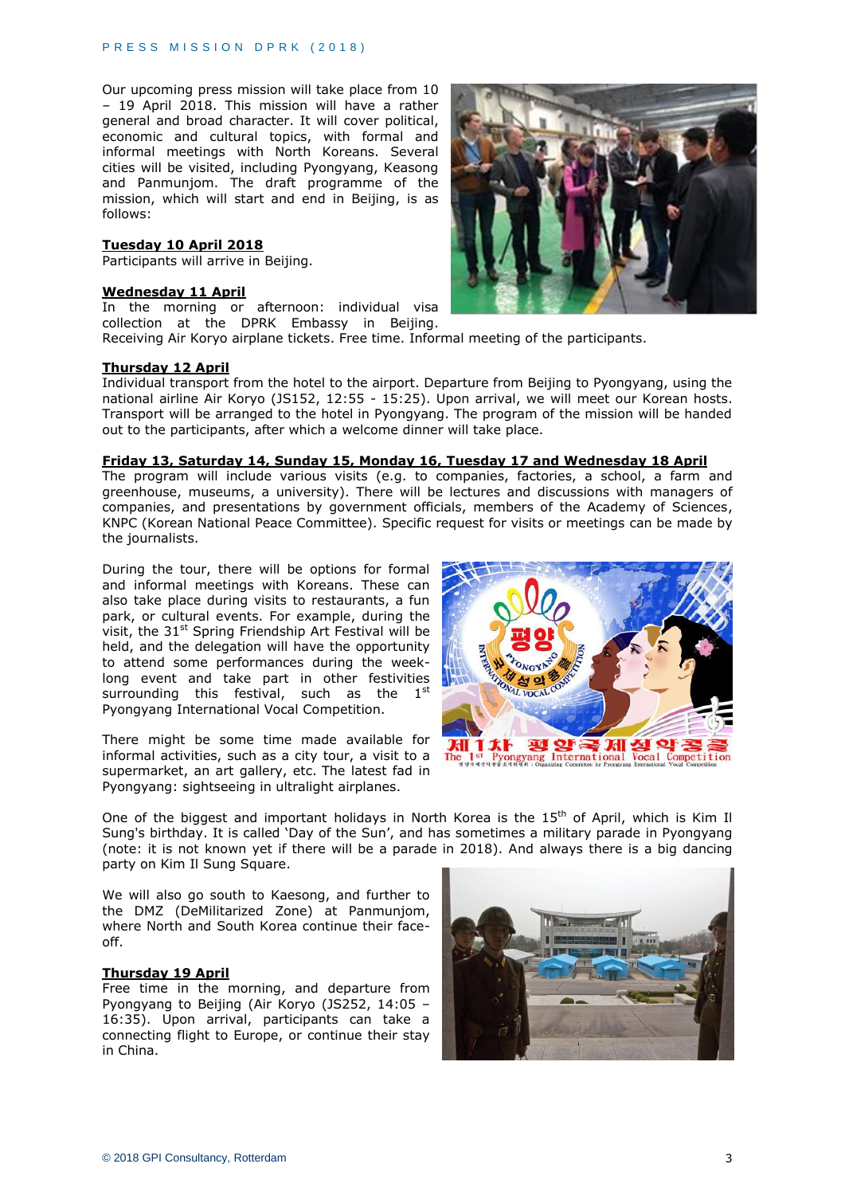Our upcoming press mission will take place from 10 – 19 April 2018. This mission will have a rather general and broad character. It will cover political, economic and cultural topics, with formal and informal meetings with North Koreans. Several cities will be visited, including Pyongyang, Keasong and Panmunjom. The draft programme of the mission, which will start and end in Beijing, is as follows:

**Tuesday 10 April 2018**

Participants will arrive in Beijing.

**Wednesday 11 April**

In the morning or afternoon: individual visa collection at the DPRK Embassy in Beijing. Receiving Air Koryo airplane tickets. Free time. Informal meeting of the participants.

**Thursday 12 April**

Individual transport from the hotel to the airport. Departure from Beijing to Pyongyang, using the national airline Air Koryo (JS152, 12:55 - 15:25). Upon arrival, we will meet our Korean hosts. Transport will be arranged to the hotel in Pyongyang. The program of the mission will be handed out to the participants, after which a welcome dinner will take place.

**Friday 13, Saturday 14, Sunday 15, Monday 16, Tuesday 17 and Wednesday 18 April**

The program will include various visits (e.g. to companies, factories, a school, a farm and greenhouse, museums, a university). There will be lectures and discussions with managers of companies, and presentations by government officials, members of the Academy of Sciences, KNPC (Korean National Peace Committee). Specific request for visits or meetings can be made by the journalists.

During the tour, there will be options for formal and informal meetings with Koreans. These can also take place during visits to restaurants, a fun park, or cultural events. For example, during the visit, the 31st Spring Friendship Art Festival will be held, and the delegation will have the opportunity to attend some performances during the week-long event and take part in other festivities surrounding this festival, such as the 1st Pyongyang International Vocal Competition.

There might be some time made available for informal activities, such as a city tour, a visit to a supermarket, an art gallery, etc. The latest fad in Pyongyang: sightseeing in ultralight airplanes.

One of the biggest and important holidays in North Korea is the 15th of April, which is Kim Il Sung's birthday. It is called 'Day of the Sun', and has sometimes a military parade in Pyongyang (note: it is not known yet if there will be a parade in 2018). And always there is a big dancing party on Kim Il Sung Square.

We will also go south to Kaesong, and further to the DMZ (DeMilitarized Zone) at Panmunjom, where North and South Korea continue their face-off.

**Thursday 19 April**

Free time in the morning, and departure from Pyongyang to Beijing (Air Koryo (JS252, 14:05 – 16:35). Upon arrival, participants can take a connecting flight to Europe, or continue their stay in China.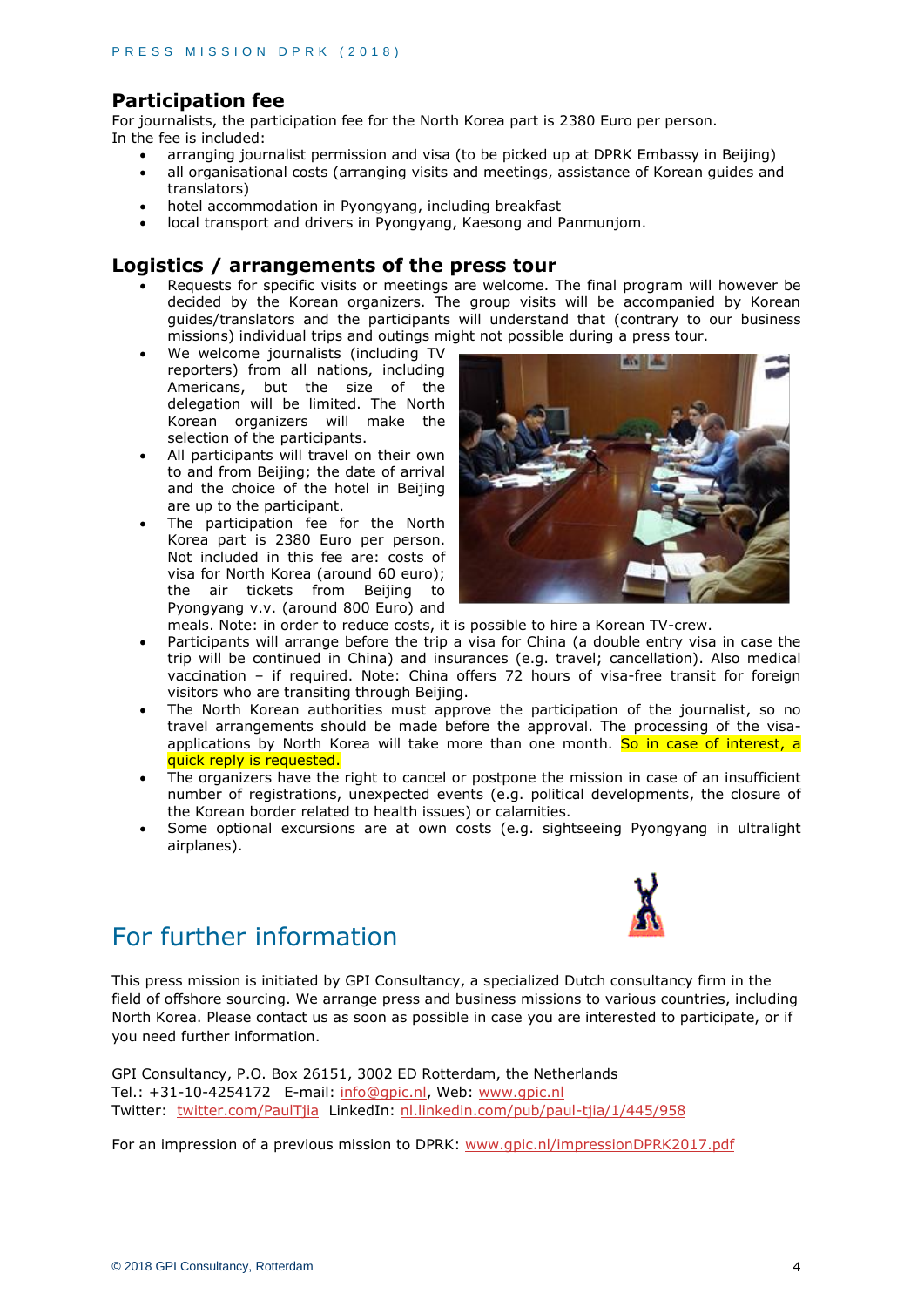## Participation fee

For journalists, the participation fee for the North Korea part is 2380 Euro per person.
In the fee is included:

- arranging journalist permission and visa (to be picked up at DPRK Embassy in Beijing)
- all organisational costs (arranging visits and meetings, assistance of Korean guides and translators)
- hotel accommodation in Pyongyang, including breakfast
- local transport and drivers in Pyongyang, Kaesong and Panmunjom.

## Logistics / arrangements of the press tour

- Requests for specific visits or meetings are welcome. The final program will however be decided by the Korean organizers. The group visits will be accompanied by Korean guides/translators and the participants will understand that (contrary to our business missions) individual trips and outings might not possible during a press tour.
- We welcome journalists (including TV reporters) from all nations, including Americans, but the size of the delegation will be limited. The North Korean organizers will make the selection of the participants.
- All participants will travel on their own to and from Beijing; the date of arrival and the choice of the hotel in Beijing are up to the participant.
- The participation fee for the North Korea part is 2380 Euro per person. Not included in this fee are: costs of visa for North Korea (around 60 euro); the air tickets from Beijing to Pyongyang v.v. (around 800 Euro) and meals. Note: in order to reduce costs, it is possible to hire a Korean TV-crew.
- Participants will arrange before the trip a visa for China (a double entry visa in case the trip will be continued in China) and insurances (e.g. travel; cancellation). Also medical vaccination – if required. Note: China offers 72 hours of visa-free transit for foreign visitors who are transiting through Beijing.
- The North Korean authorities must approve the participation of the journalist, so no travel arrangements should be made before the approval. The processing of the visa-applications by North Korea will take more than one month. So in case of interest, a quick reply is requested.
- The organizers have the right to cancel or postpone the mission in case of an insufficient number of registrations, unexpected events (e.g. political developments, the closure of the Korean border related to health issues) or calamities.
- Some optional excursions are at own costs (e.g. sightseeing Pyongyang in ultralight airplanes).

# For further information

This press mission is initiated by GPI Consultancy, a specialized Dutch consultancy firm in the field of offshore sourcing. We arrange press and business missions to various countries, including North Korea. Please contact us as soon as possible in case you are interested to participate, or if you need further information.

GPI Consultancy, P.O. Box 26151, 3002 ED Rotterdam, the Netherlands
Tel.: +31-10-4254172 E-mail: info@gpic.nl, Web: www.gpic.nl
Twitter: twitter.com/PaulTjia LinkedIn: nl.linkedin.com/pub/paul-tjia/1/445/958

For an impression of a previous mission to DPRK: www.gpic.nl/impressionDPRK2017.pdf